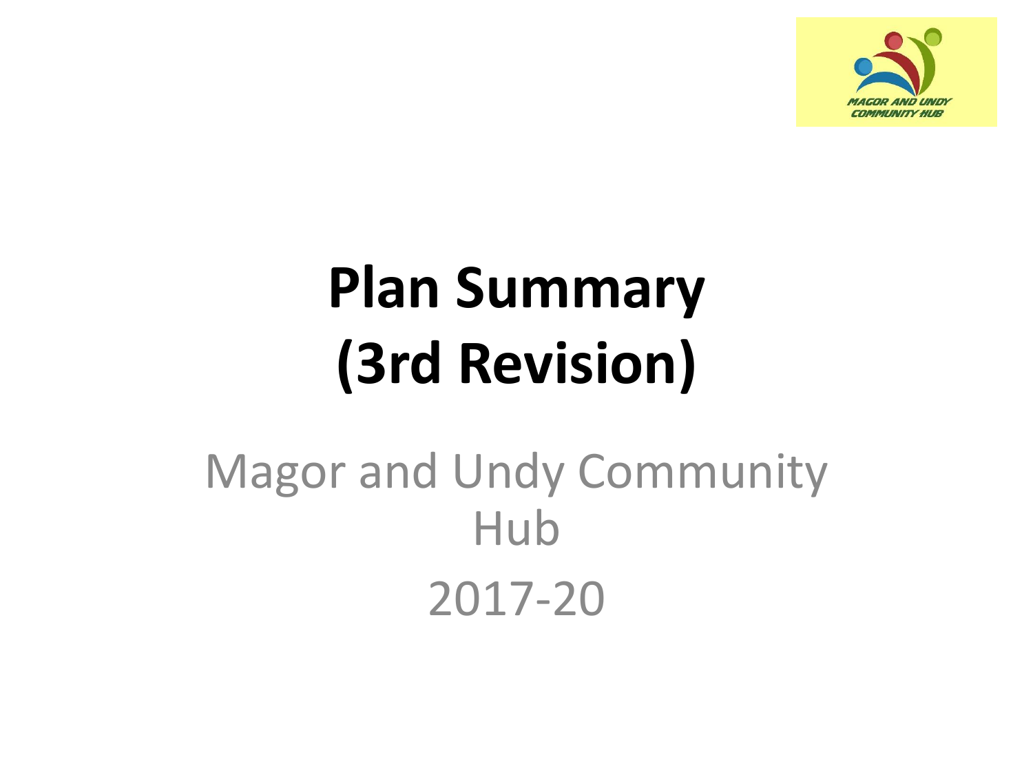# Plan Summary (3rd Revision)

Magor and Undy Community Hub

2017-20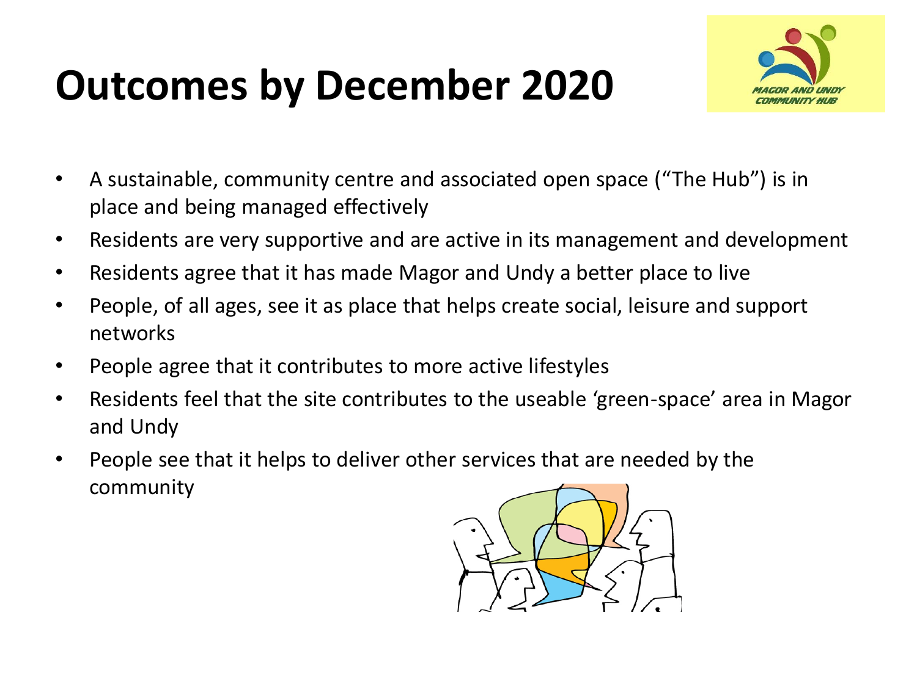# Outcomes by December 2020

- A sustainable, community centre and associated open space ("The Hub") is in place and being managed effectively
- Residents are very supportive and are active in its management and development
- Residents agree that it has made Magor and Undy a better place to live
- People, of all ages, see it as place that helps create social, leisure and support networks
- People agree that it contributes to more active lifestyles
- Residents feel that the site contributes to the useable 'green-space' area in Magor and Undy
- People see that it helps to deliver other services that are needed by the community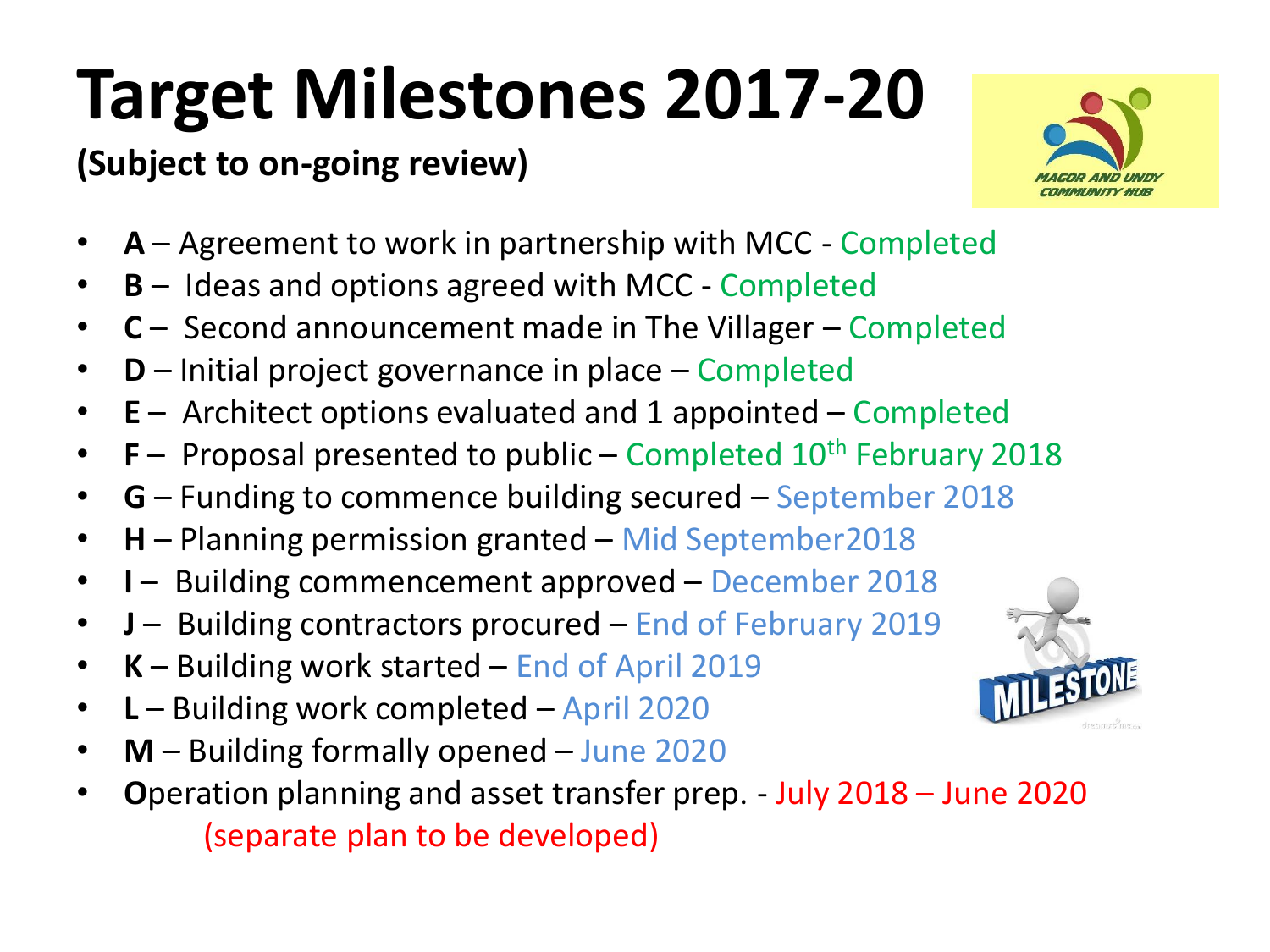# Target Milestones 2017-20

**(Subject to on-going review)**

- **A** – Agreement to work in partnership with MCC - Completed
- **B** – Ideas and options agreed with MCC - Completed
- **C** – Second announcement made in The Villager – Completed
- **D** – Initial project governance in place – Completed
- **E** – Architect options evaluated and 1 appointed – Completed
- **F** – Proposal presented to public – Completed 10th February 2018
- **G** – Funding to commence building secured – September 2018
- **H** – Planning permission granted – Mid September2018
- **I** – Building commencement approved – December 2018
- **J** – Building contractors procured – End of February 2019
- **K** – Building work started – End of April 2019
- **L** – Building work completed – April 2020
- **M** – Building formally opened – June 2020
- **O**peration planning and asset transfer prep. - July 2018 – June 2020 (separate plan to be developed)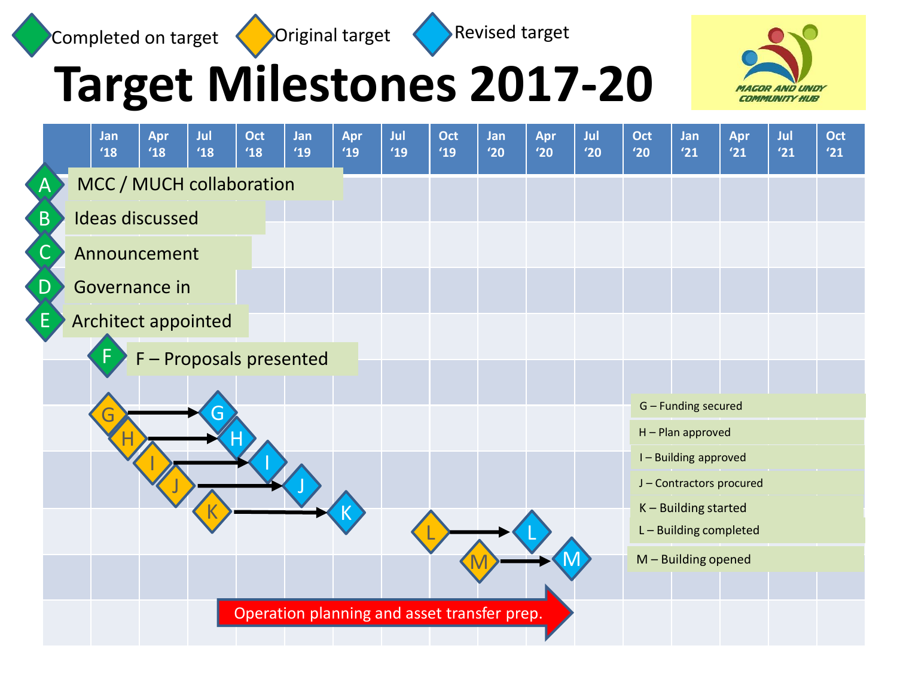Completed on target

Original target

Revised target

# Target Milestones 2017-20

MAGOR AND UNDY COMMUNITY HUB

Jan '18 | Apr '18 | Jul '18 | Oct '18 | Jan '19 | Apr '19 | Jul '19 | Oct '19 | Jan '20 | Apr '20 | Jul '20 | Oct '20 | Jan '21 | Apr '21 | Jul '21 | Oct '21

A MCC / MUCH collaboration

B Ideas discussed

C Announcement

D Governance in

E Architect appointed

F F – Proposals presented

G → G

H → H

I → I

J → J

K → K

L → L

M → M

G – Funding secured

H – Plan approved

I – Building approved

J – Contractors procured

K – Building started

L – Building completed

M – Building opened

Operation planning and asset transfer prep.